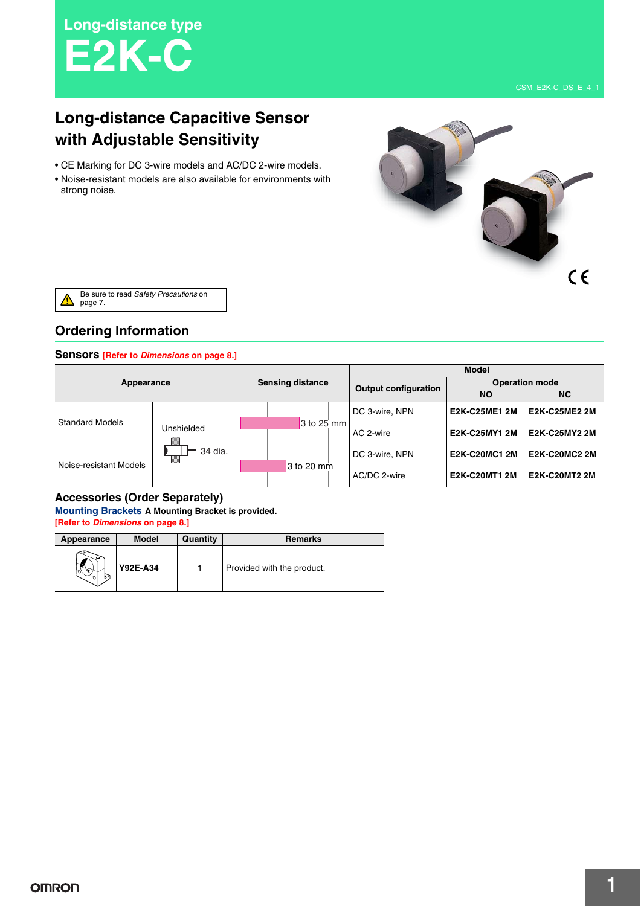Long-distance type

# E2K-C

CSM_E2K-C_DS_E_4_1

## Long-distance Capacitive Sensor with Adjustable Sensitivity

- CE Marking for DC 3-wire models and AC/DC 2-wire models.
- Noise-resistant models are also available for environments with strong noise.

Be sure to read *Safety Precautions* on page 7.

## Ordering Information

### Sensors [Refer to *Dimensions* on page 8.]

| Appearance | | Sensing distance | Output configuration | Model | |
|---|---|---|---|---|---|
| | | | | Operation mode | |
| | | | | NO | NC |
| Standard Models | Unshielded 34 dia. | 3 to 25 mm | DC 3-wire, NPN | E2K-C25ME1 2M | E2K-C25ME2 2M |
| | | | AC 2-wire | E2K-C25MY1 2M | E2K-C25MY2 2M |
| Noise-resistant Models | | 3 to 20 mm | DC 3-wire, NPN | E2K-C20MC1 2M | E2K-C20MC2 2M |
| | | | AC/DC 2-wire | E2K-C20MT1 2M | E2K-C20MT2 2M |

### Accessories (Order Separately)

**Mounting Brackets** **A Mounting Bracket is provided.**
[Refer to *Dimensions* on page 8.]

| Appearance | Model | Quantity | Remarks |
|---|---|---|---|
| | Y92E-A34 | 1 | Provided with the product. |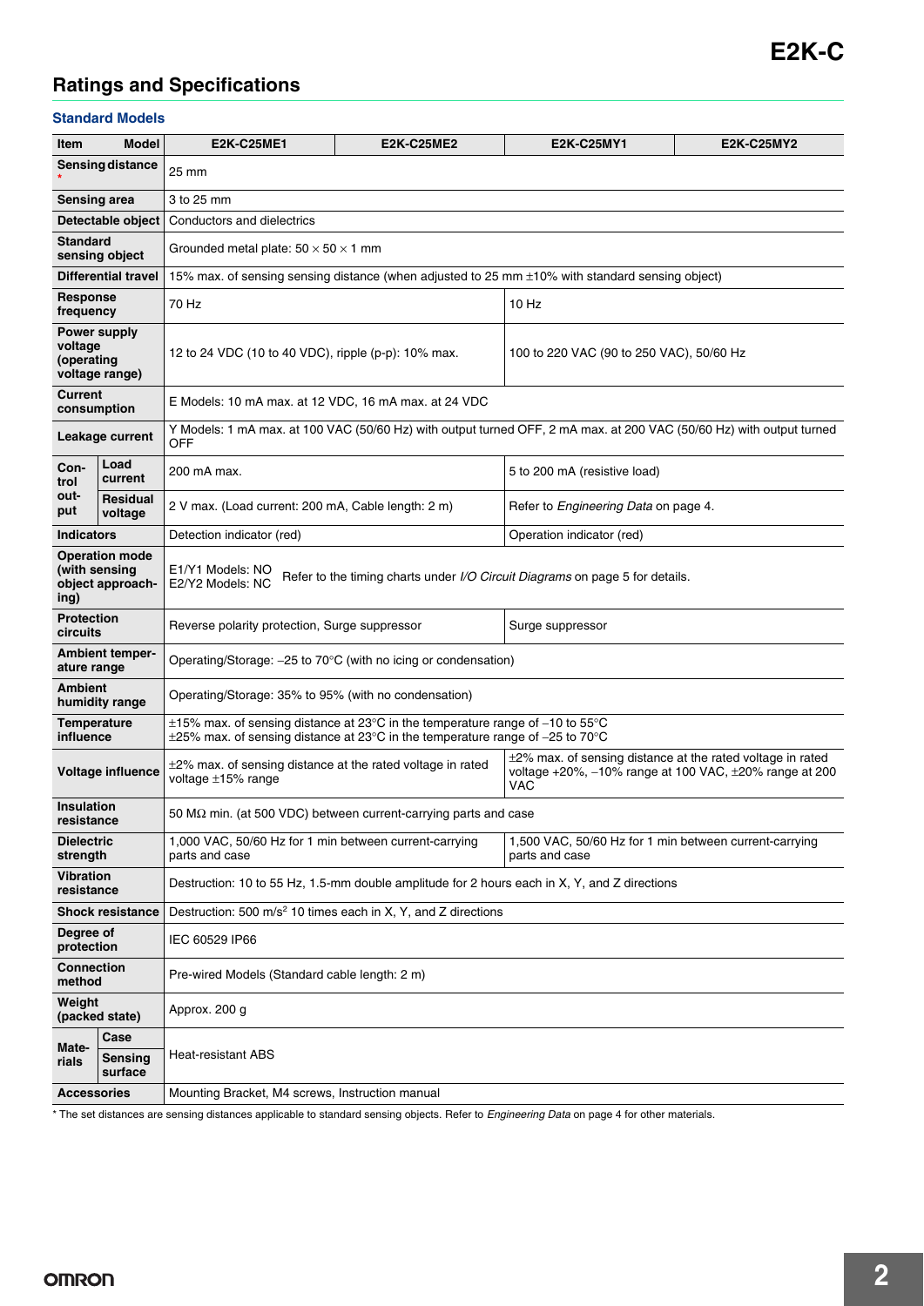## Ratings and Specifications

### Standard Models

| Item | | Model | E2K-C25ME1 | E2K-C25ME2 | E2K-C25MY1 | E2K-C25MY2 |
|---|---|---|---|---|---|---|
| Sensing distance * | | | 25 mm | | | |
| Sensing area | | | 3 to 25 mm | | | |
| Detectable object | | | Conductors and dielectrics | | | |
| Standard sensing object | | | Grounded metal plate: 50 × 50 × 1 mm | | | |
| Differential travel | | | 15% max. of sensing sensing distance (when adjusted to 25 mm ±10% with standard sensing object) | | | |
| Response frequency | | | 70 Hz | | 10 Hz | |
| Power supply voltage (operating voltage range) | | | 12 to 24 VDC (10 to 40 VDC), ripple (p-p): 10% max. | | 100 to 220 VAC (90 to 250 VAC), 50/60 Hz | |
| Current consumption | | | E Models: 10 mA max. at 12 VDC, 16 mA max. at 24 VDC | | | |
| Leakage current | | | Y Models: 1 mA max. at 100 VAC (50/60 Hz) with output turned OFF, 2 mA max. at 200 VAC (50/60 Hz) with output turned OFF | | | |
| Control output | Load current | | 200 mA max. | | 5 to 200 mA (resistive load) | |
| | Residual voltage | | 2 V max. (Load current: 200 mA, Cable length: 2 m) | | Refer to *Engineering Data* on page 4. | |
| Indicators | | | Detection indicator (red) | | Operation indicator (red) | |
| Operation mode (with sensing object approaching) | | | E1/Y1 Models: NO<br>E2/Y2 Models: NC  Refer to the timing charts under *I/O Circuit Diagrams* on page 5 for details. | | | |
| Protection circuits | | | Reverse polarity protection, Surge suppressor | | Surge suppressor | |
| Ambient temperature range | | | Operating/Storage: −25 to 70°C (with no icing or condensation) | | | |
| Ambient humidity range | | | Operating/Storage: 35% to 95% (with no condensation) | | | |
| Temperature influence | | | ±15% max. of sensing distance at 23°C in the temperature range of −10 to 55°C<br>±25% max. of sensing distance at 23°C in the temperature range of −25 to 70°C | | | |
| Voltage influence | | | ±2% max. of sensing distance at the rated voltage in rated voltage ±15% range | | ±2% max. of sensing distance at the rated voltage in rated voltage +20%, −10% range at 100 VAC, ±20% range at 200 VAC | |
| Insulation resistance | | | 50 MΩ min. (at 500 VDC) between current-carrying parts and case | | | |
| Dielectric strength | | | 1,000 VAC, 50/60 Hz for 1 min between current-carrying parts and case | | 1,500 VAC, 50/60 Hz for 1 min between current-carrying parts and case | |
| Vibration resistance | | | Destruction: 10 to 55 Hz, 1.5-mm double amplitude for 2 hours each in X, Y, and Z directions | | | |
| Shock resistance | | | Destruction: 500 $m/s^2$ 10 times each in X, Y, and Z directions | | | |
| Degree of protection | | | IEC 60529 IP66 | | | |
| Connection method | | | Pre-wired Models (Standard cable length: 2 m) | | | |
| Weight (packed state) | | | Approx. 200 g | | | |
| Materials | Case | | Heat-resistant ABS | | | |
| | Sensing surface | | | | | |
| Accessories | | | Mounting Bracket, M4 screws, Instruction manual | | | |

\* The set distances are sensing distances applicable to standard sensing objects. Refer to *Engineering Data* on page 4 for other materials.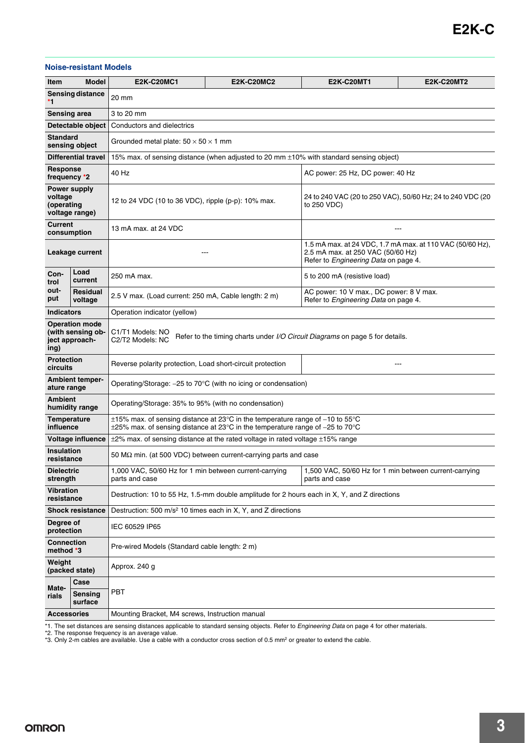### Noise-resistant Models

| Item / Model | | E2K-C20MC1 | E2K-C20MC2 | E2K-C20MT1 | E2K-C20MT2 |
|---|---|---|---|---|---|
| Sensing distance *1 | | 20 mm | | | |
| Sensing area | | 3 to 20 mm | | | |
| Detectable object | | Conductors and dielectrics | | | |
| Standard sensing object | | Grounded metal plate: 50 × 50 × 1 mm | | | |
| Differential travel | | 15% max. of sensing distance (when adjusted to 20 mm ±10% with standard sensing object) | | | |
| Response frequency *2 | | 40 Hz | | AC power: 25 Hz, DC power: 40 Hz | |
| Power supply voltage (operating voltage range) | | 12 to 24 VDC (10 to 36 VDC), ripple (p-p): 10% max. | | 24 to 240 VAC (20 to 250 VAC), 50/60 Hz; 24 to 240 VDC (20 to 250 VDC) | |
| Current consumption | | 13 mA max. at 24 VDC | | --- | |
| Leakage current | | --- | | 1.5 mA max. at 24 VDC, 1.7 mA max. at 110 VAC (50/60 Hz), 2.5 mA max. at 250 VAC (50/60 Hz) Refer to *Engineering Data* on page 4. | |
| Control output | Load current | 250 mA max. | | 5 to 200 mA (resistive load) | |
| | Residual voltage | 2.5 V max. (Load current: 250 mA, Cable length: 2 m) | | AC power: 10 V max., DC power: 8 V max. Refer to *Engineering Data* on page 4. | |
| Indicators | | Operation indicator (yellow) | | | |
| Operation mode (with sensing object approaching) | | C1/T1 Models: NO C2/T2 Models: NC Refer to the timing charts under *I/O Circuit Diagrams* on page 5 for details. | | | |
| Protection circuits | | Reverse polarity protection, Load short-circuit protection | | --- | |
| Ambient temperature range | | Operating/Storage: −25 to 70°C (with no icing or condensation) | | | |
| Ambient humidity range | | Operating/Storage: 35% to 95% (with no condensation) | | | |
| Temperature influence | | ±15% max. of sensing distance at 23°C in the temperature range of −10 to 55°C ±25% max. of sensing distance at 23°C in the temperature range of −25 to 70°C | | | |
| Voltage influence | | ±2% max. of sensing distance at the rated voltage in rated voltage ±15% range | | | |
| Insulation resistance | | 50 MΩ min. (at 500 VDC) between current-carrying parts and case | | | |
| Dielectric strength | | 1,000 VAC, 50/60 Hz for 1 min between current-carrying parts and case | | 1,500 VAC, 50/60 Hz for 1 min between current-carrying parts and case | |
| Vibration resistance | | Destruction: 10 to 55 Hz, 1.5-mm double amplitude for 2 hours each in X, Y, and Z directions | | | |
| Shock resistance | | Destruction: 500 m/s² 10 times each in X, Y, and Z directions | | | |
| Degree of protection | | IEC 60529 IP65 | | | |
| Connection method *3 | | Pre-wired Models (Standard cable length: 2 m) | | | |
| Weight (packed state) | | Approx. 240 g | | | |
| Materials | Case | PBT | | | |
| | Sensing surface | | | | |
| Accessories | | Mounting Bracket, M4 screws, Instruction manual | | | |

*1. The set distances are sensing distances applicable to standard sensing objects. Refer to *Engineering Data* on page 4 for other materials.
*2. The response frequency is an average value.
*3. Only 2-m cables are available. Use a cable with a conductor cross section of 0.5 mm² or greater to extend the cable.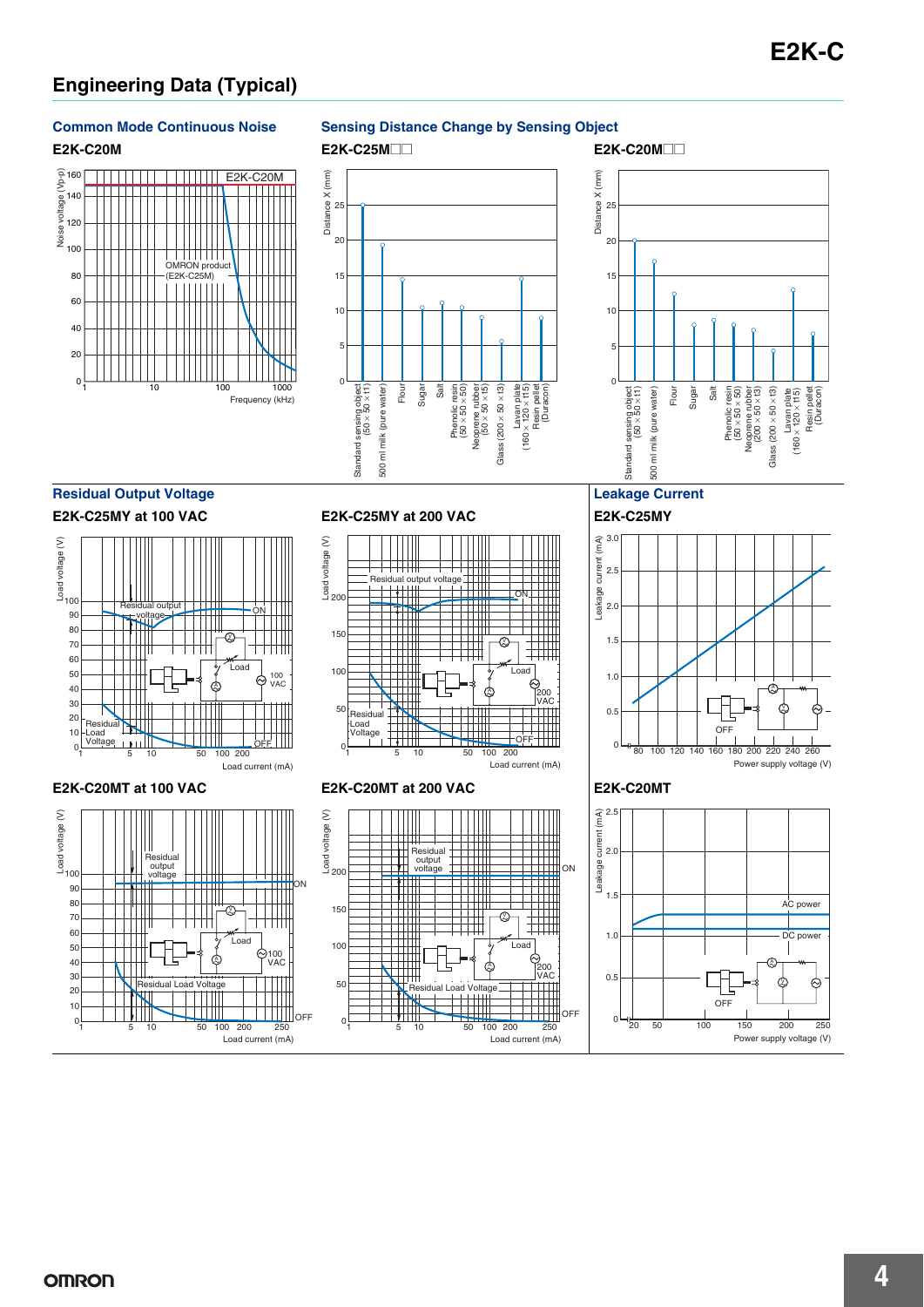## Engineering Data (Typical)

### Common Mode Continuous Noise

**E2K-C20M**

Noise voltage (Vp-p): 0, 20, 40, 60, 80, 100, 120, 140, 160

E2K-C20M

OMRON product (E2K-C25M)

Frequency (kHz): 1, 10, 100, 1000

### Sensing Distance Change by Sensing Object

**E2K-C25M□□**

Distance X (mm): 0, 5, 10, 15, 20, 25

Standard sensing object (50 × 50 × t1), 500 ml milk (pure water), Flour, Sugar, Salt, Phenolic resin (50 × 50 × 50), Neoprene rubber (50 × 50 × t5), Glass (200 × 50 × t3), Lavan plate (160 × 120 × t15), Resin pellet (Duracon)

**E2K-C20M□□**

Distance X (mm): 0, 5, 10, 15, 20, 25

Standard sensing object (50 × 50 × t1), 500 ml milk (pure water), Flour, Sugar, Salt, Phenolic resin (50 × 50 × 50), Neoprene rubber (200 × 50 × t3), Glass (200 × 50 × t3), Lavan plate (160 × 120 × t15), Resin pellet (Duracon)

### Residual Output Voltage

**E2K-C25MY at 100 VAC**

Load voltage (V): 0, 10, 20, 30, 40, 50, 60, 70, 80, 90, 100

Residual output voltage — ON

Residual Load Voltage — OFF

Load, 100 VAC

Load current (mA): 1, 5, 10, 50, 100, 200

**E2K-C25MY at 200 VAC**

Load voltage (V): 0, 50, 100, 150, 200

Residual output voltage — ON

Residual Load Voltage — OFF

Load, 200 VAC

Load current (mA): 1, 5, 10, 50, 100, 200

**E2K-C20MT at 100 VAC**

Load voltage (V): 0, 10, 20, 30, 40, 50, 60, 70, 80, 90, 100

Residual output voltage — ON

Residual Load Voltage — OFF

Load, 100 VAC

Load current (mA): 1, 5, 10, 50, 100, 200, 250

**E2K-C20MT at 200 VAC**

Load voltage (V): 0, 50, 100, 150, 200

Residual output voltage — ON

Residual Load Voltage — OFF

Load, 200 VAC

Load current (mA): 1, 5, 10, 50, 100, 200, 250

### Leakage Current

**E2K-C25MY**

Leakage current (mA): 0, 0.5, 1.0, 1.5, 2.0, 2.5, 3.0

OFF

Power supply voltage (V): 80, 100, 120, 140, 160, 180, 200, 220, 240, 260

**E2K-C20MT**

Leakage current (mA): 0, 0.5, 1.0, 1.5, 2.0, 2.5

AC power

DC power

OFF

Power supply voltage (V): 20, 50, 100, 150, 200, 250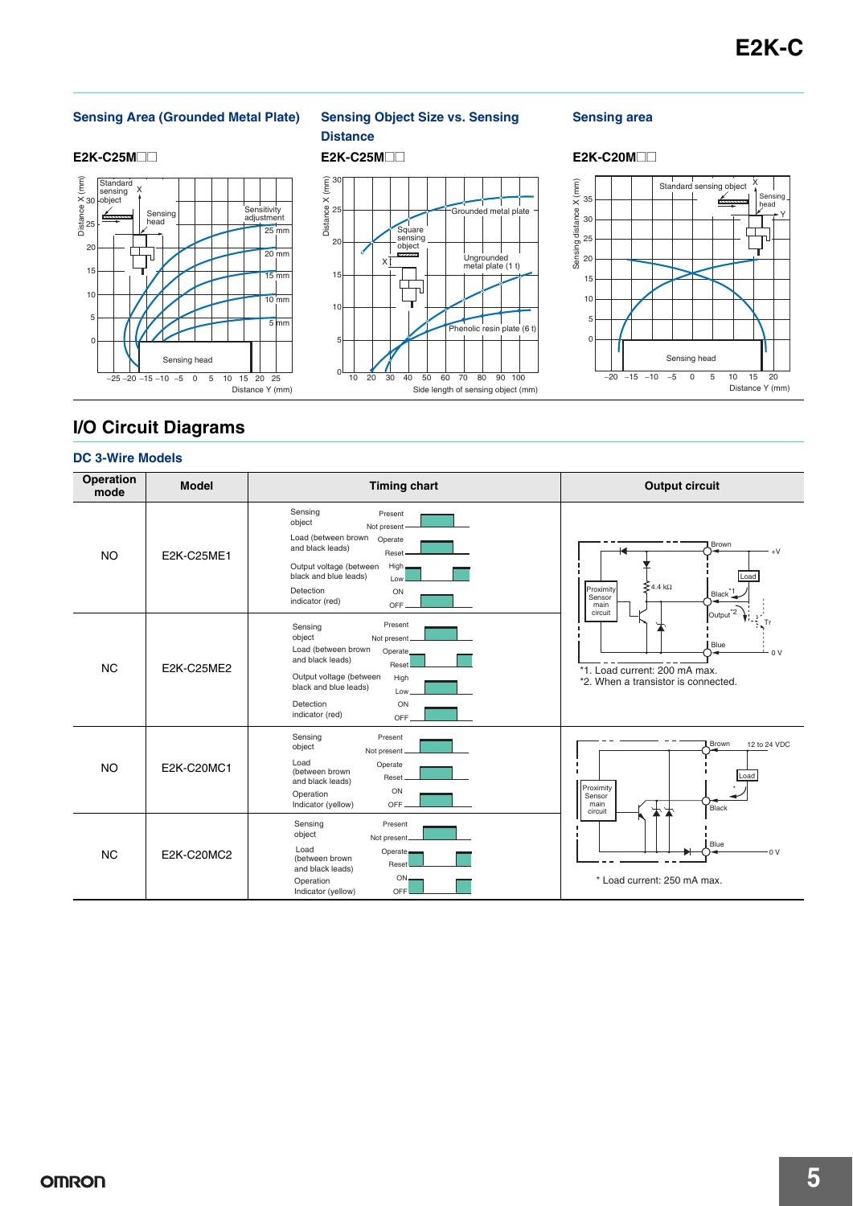### Sensing Area (Grounded Metal Plate)

**E2K-C25M□□**

Standard sensing object X

Sensing head

Sensitivity adjustment: 25 mm, 20 mm, 15 mm, 10 mm, 5 mm

Distance X (mm) / Distance Y (mm)

### Sensing Object Size vs. Sensing Distance

**E2K-C25M□□**

Grounded metal plate

Square sensing object

Ungrounded metal plate (1 t)

Phenolic resin plate (6 t)

Distance X (mm) / Side length of sensing object (mm)

### Sensing area

**E2K-C20M□□**

Standard sensing object

Sensing head

Sensing distance X (mm) / Distance Y (mm)

## I/O Circuit Diagrams

### DC 3-Wire Models

| Operation mode | Model | Timing chart | Output circuit |
|---|---|---|---|
| NO | E2K-C25ME1 | Sensing object (Present / Not present); Load (between brown and black leads) (Operate / Reset); Output voltage (between black and blue leads) (High / Low); Detection indicator (red) (ON / OFF) | Proximity Sensor main circuit; 4.4 kΩ; Brown +V; Load; Black *1; Output *2; Tr; Blue 0 V<br>*1. Load current: 200 mA max.<br>*2. When a transistor is connected. |
| NC | E2K-C25ME2 | Sensing object (Present / Not present); Load (between brown and black leads) (Operate / Reset); Output voltage (between black and blue leads) (High / Low); Detection indicator (red) (ON / OFF) | |
| NO | E2K-C20MC1 | Sensing object (Present / Not present); Load (between brown and black leads) (Operate / Reset); Operation Indicator (yellow) (ON / OFF) | Proximity Sensor main circuit; Brown 12 to 24 VDC; Load; Black; Blue 0 V<br>* Load current: 250 mA max. |
| NC | E2K-C20MC2 | Sensing object (Present / Not present); Load (between brown and black leads) (Operate / Reset); Operation Indicator (yellow) (ON / OFF) | |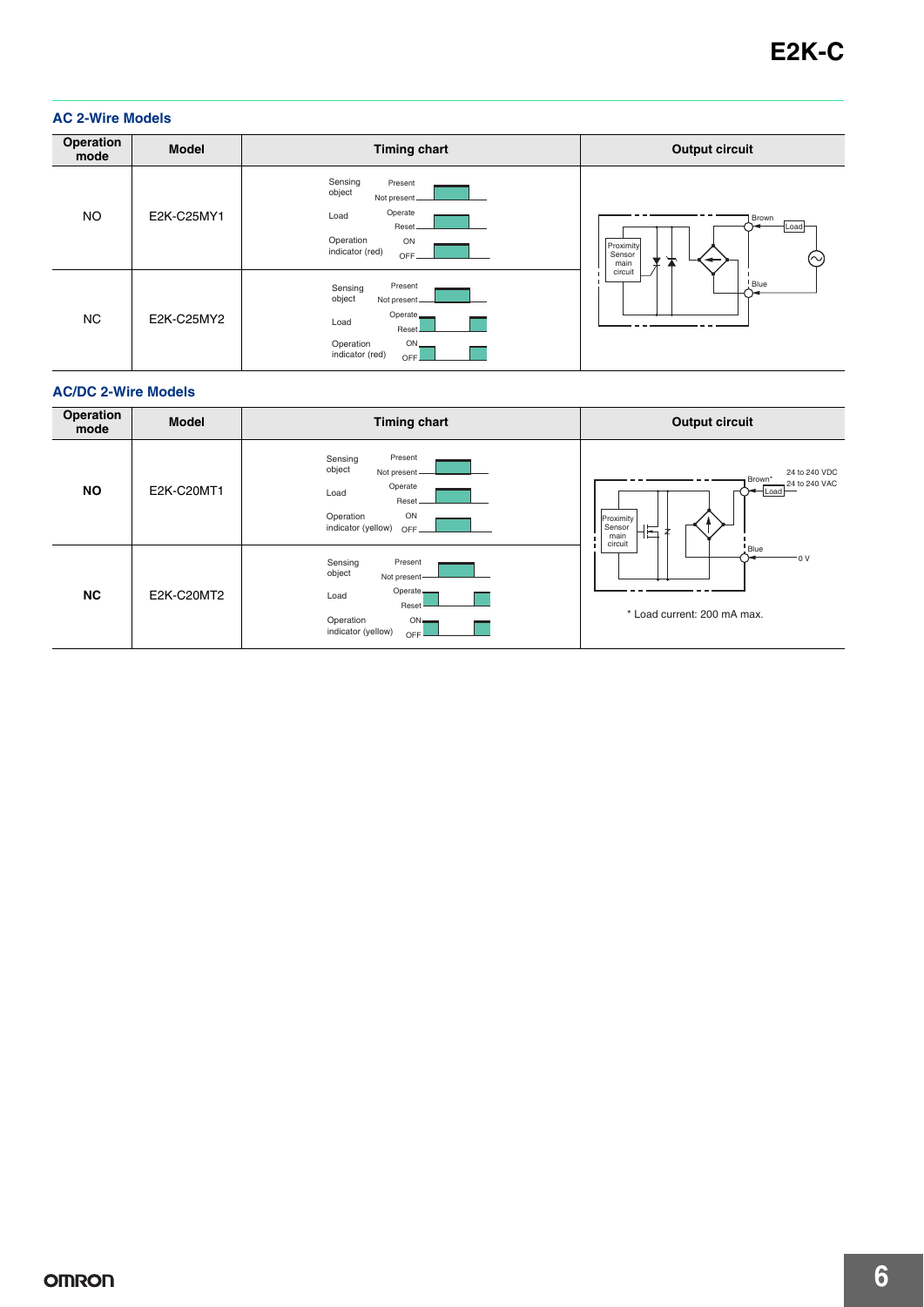## AC 2-Wire Models

| Operation mode | Model | Timing chart | Output circuit |
|---|---|---|---|
| NO | E2K-C25MY1 | Sensing object: Present / Not present; Load: Operate / Reset; Operation indicator (red): ON / OFF | Proximity Sensor main circuit; Brown; Load; Blue |
| NC | E2K-C25MY2 | Sensing object: Present / Not present; Load: Operate / Reset; Operation indicator (red): ON / OFF | |

## AC/DC 2-Wire Models

| Operation mode | Model | Timing chart | Output circuit |
|---|---|---|---|
| **NO** | E2K-C20MT1 | Sensing object: Present / Not present; Load: Operate / Reset; Operation indicator (yellow): ON / OFF | Proximity Sensor main circuit; Brown*; Load; 24 to 240 VDC; 24 to 240 VAC; Blue; 0 V |
| **NC** | E2K-C20MT2 | Sensing object: Present / Not present; Load: Operate / Reset; Operation indicator (yellow): ON / OFF | * Load current: 200 mA max. |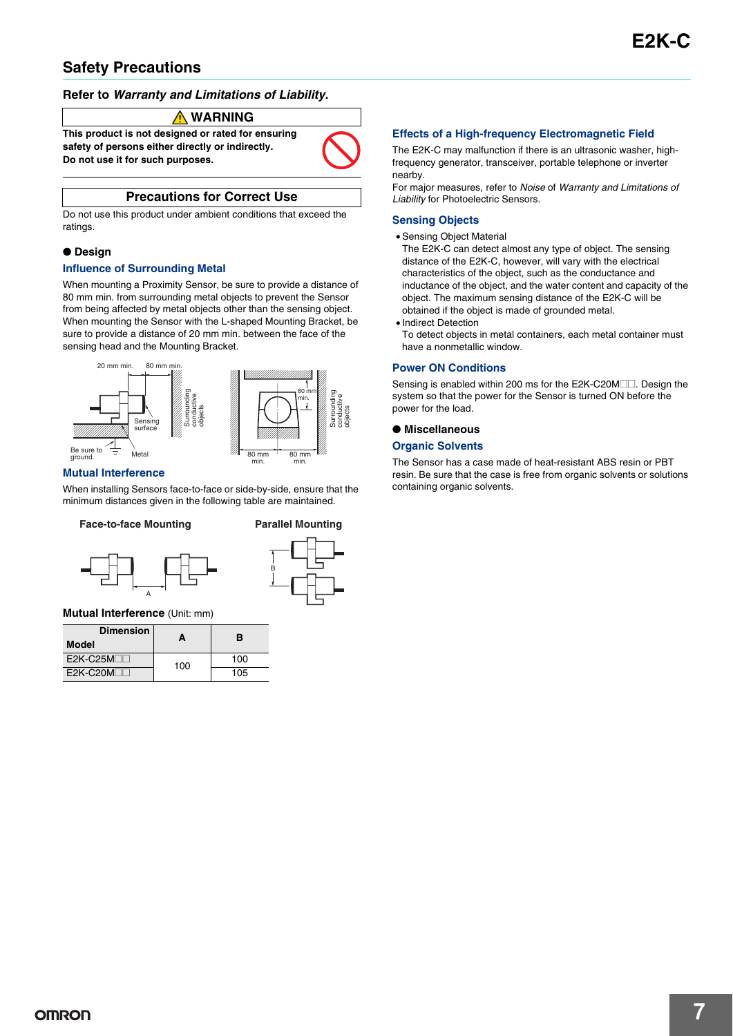## Safety Precautions

**Refer to *Warranty and Limitations of Liability*.**

**⚠ WARNING**

**This product is not designed or rated for ensuring safety of persons either directly or indirectly. Do not use it for such purposes.**

**Precautions for Correct Use**

Do not use this product under ambient conditions that exceed the ratings.

### ● Design

#### Influence of Surrounding Metal

When mounting a Proximity Sensor, be sure to provide a distance of 80 mm min. from surrounding metal objects to prevent the Sensor from being affected by metal objects other than the sensing object. When mounting the Sensor with the L-shaped Mounting Bracket, be sure to provide a distance of 20 mm min. between the face of the sensing head and the Mounting Bracket.

20 mm min. 80 mm min. Sensing surface Surrounding conductive objects Be sure to ground. Metal 80 mm min. 80 mm min. 80 mm min.

#### Mutual Interference

When installing Sensors face-to-face or side-by-side, ensure that the minimum distances given in the following table are maintained.

**Face-to-face Mounting** **Parallel Mounting**

**Mutual Interference** (Unit: mm)

| Model \ Dimension | A | B |
|---|---|---|
| E2K-C25M□□ | 100 | 100 |
| E2K-C20M□□ | | 105 |

#### Effects of a High-frequency Electromagnetic Field

The E2K-C may malfunction if there is an ultrasonic washer, high-frequency generator, transceiver, portable telephone or inverter nearby.
For major measures, refer to *Noise* of *Warranty and Limitations of Liability* for Photoelectric Sensors.

#### Sensing Objects

- Sensing Object Material
  The E2K-C can detect almost any type of object. The sensing distance of the E2K-C, however, will vary with the electrical characteristics of the object, such as the conductance and inductance of the object, and the water content and capacity of the object. The maximum sensing distance of the E2K-C will be obtained if the object is made of grounded metal.
- Indirect Detection
  To detect objects in metal containers, each metal container must have a nonmetallic window.

#### Power ON Conditions

Sensing is enabled within 200 ms for the E2K-C20M□□. Design the system so that the power for the Sensor is turned ON before the power for the load.

### ● Miscellaneous

#### Organic Solvents

The Sensor has a case made of heat-resistant ABS resin or PBT resin. Be sure that the case is free from organic solvents or solutions containing organic solvents.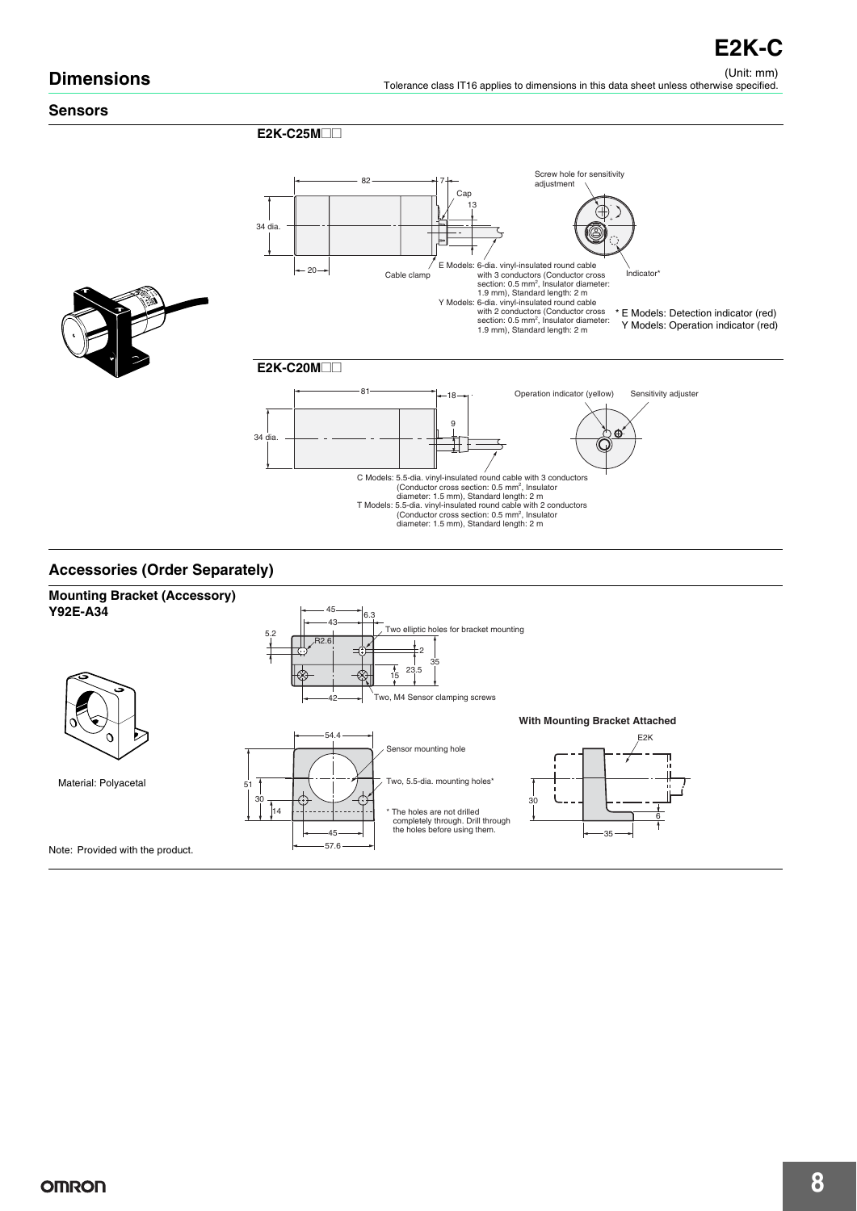# Dimensions

(Unit: mm)
Tolerance class IT16 applies to dimensions in this data sheet unless otherwise specified.

## Sensors

### E2K-C25M□□

82
7
Cap
13
34 dia.
20
Cable clamp
Screw hole for sensitivity adjustment
Indicator*

E Models: 6-dia. vinyl-insulated round cable with 3 conductors (Conductor cross section: 0.5 mm², Insulator diameter: 1.9 mm), Standard length: 2 m
Y Models: 6-dia. vinyl-insulated round cable with 2 conductors (Conductor cross section: 0.5 mm², Insulator diameter: 1.9 mm), Standard length: 2 m

* E Models: Detection indicator (red)
Y Models: Operation indicator (red)

### E2K-C20M□□

81
18
9
34 dia.
Operation indicator (yellow)
Sensitivity adjuster

C Models: 5.5-dia. vinyl-insulated round cable with 3 conductors (Conductor cross section: 0.5 mm², Insulator diameter: 1.5 mm), Standard length: 2 m
T Models: 5.5-dia. vinyl-insulated round cable with 2 conductors (Conductor cross section: 0.5 mm², Insulator diameter: 1.5 mm), Standard length: 2 m

## Accessories (Order Separately)

### Mounting Bracket (Accessory)
### Y92E-A34

45
43
6.3
5.2
R2.6
Two elliptic holes for bracket mounting
2
35
23.5
15
42
Two, M4 Sensor clamping screws

54.4
Sensor mounting hole
Two, 5.5-dia. mounting holes*
51
30
14
45
57.6

* The holes are not drilled completely through. Drill through the holes before using them.

**With Mounting Bracket Attached**

E2K
30
6
35

Material: Polyacetal

Note: Provided with the product.